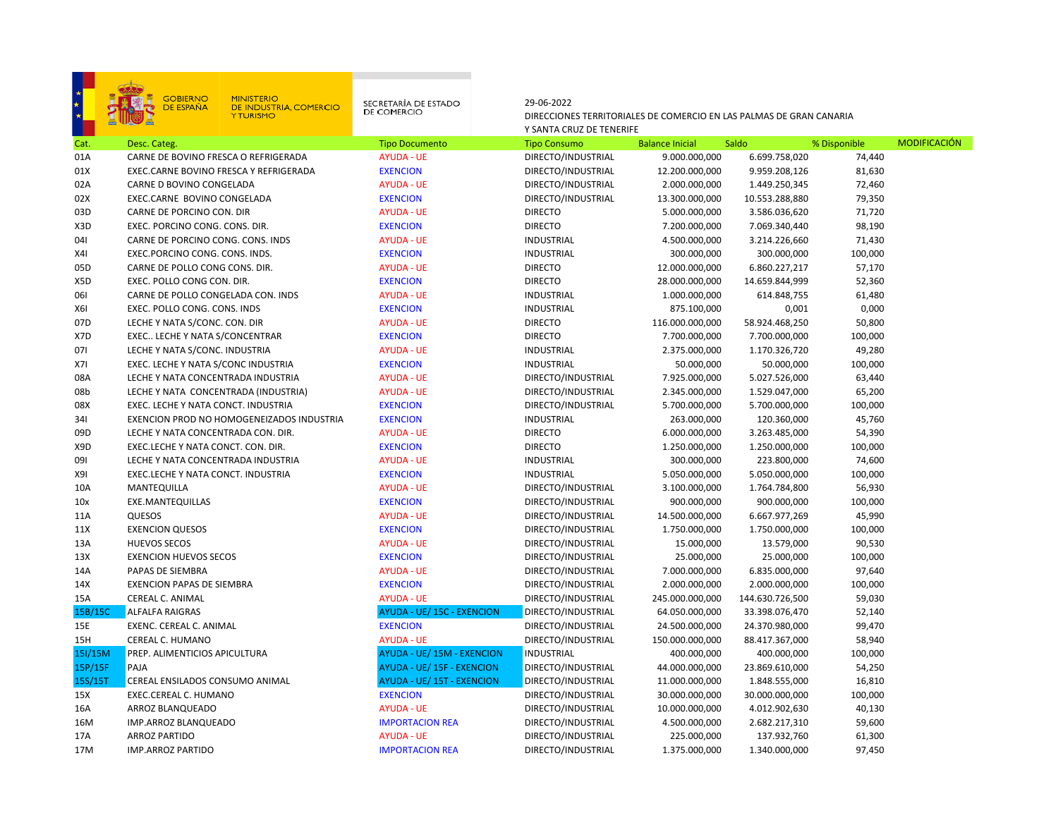GOBIERNO DE ESPAÑA — MINISTERIO DE INDUSTRIA, COMERCIO Y TURISMO — SECRETARÍA DE ESTADO DE COMERCIO

29-06-2022

DIRECCIONES TERRITORIALES DE COMERCIO EN LAS PALMAS DE GRAN CANARIA Y SANTA CRUZ DE TENERIFE

| Cat. | Desc. Categ. | Tipo Documento | Tipo Consumo | Balance Inicial | Saldo | % Disponible | MODIFICACIÓN |
|---|---|---|---|---|---|---|---|
| 01A | CARNE DE BOVINO FRESCA O REFRIGERADA | AYUDA - UE | DIRECTO/INDUSTRIAL | 9.000.000,000 | 6.699.758,020 | 74,440 | |
| 01X | EXEC.CARNE BOVINO FRESCA Y REFRIGERADA | EXENCION | DIRECTO/INDUSTRIAL | 12.200.000,000 | 9.959.208,126 | 81,630 | |
| 02A | CARNE D BOVINO CONGELADA | AYUDA - UE | DIRECTO/INDUSTRIAL | 2.000.000,000 | 1.449.250,345 | 72,460 | |
| 02X | EXEC.CARNE BOVINO CONGELADA | EXENCION | DIRECTO/INDUSTRIAL | 13.300.000,000 | 10.553.288,880 | 79,350 | |
| 03D | CARNE DE PORCINO CON. DIR | AYUDA - UE | DIRECTO | 5.000.000,000 | 3.586.036,620 | 71,720 | |
| X3D | EXEC. PORCINO CONG. CONS. DIR. | EXENCION | DIRECTO | 7.200.000,000 | 7.069.340,440 | 98,190 | |
| 04I | CARNE DE PORCINO CONG. CONS. INDS | AYUDA - UE | INDUSTRIAL | 4.500.000,000 | 3.214.226,660 | 71,430 | |
| X4I | EXEC.PORCINO CONG. CONS. INDS. | EXENCION | INDUSTRIAL | 300.000,000 | 300.000,000 | 100,000 | |
| 05D | CARNE DE POLLO CONG CONS. DIR. | AYUDA - UE | DIRECTO | 12.000.000,000 | 6.860.227,217 | 57,170 | |
| X5D | EXEC. POLLO CONG CON. DIR. | EXENCION | DIRECTO | 28.000.000,000 | 14.659.844,999 | 52,360 | |
| 06I | CARNE DE POLLO CONGELADA CON. INDS | AYUDA - UE | INDUSTRIAL | 1.000.000,000 | 614.848,755 | 61,480 | |
| X6I | EXEC. POLLO CONG. CONS. INDS | EXENCION | INDUSTRIAL | 875.100,000 | 0,001 | 0,000 | |
| 07D | LECHE Y NATA S/CONC. CON. DIR | AYUDA - UE | DIRECTO | 116.000.000,000 | 58.924.468,250 | 50,800 | |
| X7D | EXEC.. LECHE Y NATA S/CONCENTRAR | EXENCION | DIRECTO | 7.700.000,000 | 7.700.000,000 | 100,000 | |
| 07I | LECHE Y NATA S/CONC. INDUSTRIA | AYUDA - UE | INDUSTRIAL | 2.375.000,000 | 1.170.326,720 | 49,280 | |
| X7I | EXEC. LECHE Y NATA S/CONC INDUSTRIA | EXENCION | INDUSTRIAL | 50.000,000 | 50.000,000 | 100,000 | |
| 08A | LECHE Y NATA CONCENTRADA INDUSTRIA | AYUDA - UE | DIRECTO/INDUSTRIAL | 7.925.000,000 | 5.027.526,000 | 63,440 | |
| 08b | LECHE Y NATA CONCENTRADA (INDUSTRIA) | AYUDA - UE | DIRECTO/INDUSTRIAL | 2.345.000,000 | 1.529.047,000 | 65,200 | |
| 08X | EXEC. LECHE Y NATA CONCT. INDUSTRIA | EXENCION | DIRECTO/INDUSTRIAL | 5.700.000,000 | 5.700.000,000 | 100,000 | |
| 34I | EXENCION PROD NO HOMOGENEIZADOS INDUSTRIA | EXENCION | INDUSTRIAL | 263.000,000 | 120.360,000 | 45,760 | |
| 09D | LECHE Y NATA CONCENTRADA CON. DIR. | AYUDA - UE | DIRECTO | 6.000.000,000 | 3.263.485,000 | 54,390 | |
| X9D | EXEC.LECHE Y NATA CONCT. CON. DIR. | EXENCION | DIRECTO | 1.250.000,000 | 1.250.000,000 | 100,000 | |
| 09I | LECHE Y NATA CONCENTRADA INDUSTRIA | AYUDA - UE | INDUSTRIAL | 300.000,000 | 223.800,000 | 74,600 | |
| X9I | EXEC.LECHE Y NATA CONCT. INDUSTRIA | EXENCION | INDUSTRIAL | 5.050.000,000 | 5.050.000,000 | 100,000 | |
| 10A | MANTEQUILLA | AYUDA - UE | DIRECTO/INDUSTRIAL | 3.100.000,000 | 1.764.784,800 | 56,930 | |
| 10x | EXE.MANTEQUILLAS | EXENCION | DIRECTO/INDUSTRIAL | 900.000,000 | 900.000,000 | 100,000 | |
| 11A | QUESOS | AYUDA - UE | DIRECTO/INDUSTRIAL | 14.500.000,000 | 6.667.977,269 | 45,990 | |
| 11X | EXENCION QUESOS | EXENCION | DIRECTO/INDUSTRIAL | 1.750.000,000 | 1.750.000,000 | 100,000 | |
| 13A | HUEVOS SECOS | AYUDA - UE | DIRECTO/INDUSTRIAL | 15.000,000 | 13.579,000 | 90,530 | |
| 13X | EXENCION HUEVOS SECOS | EXENCION | DIRECTO/INDUSTRIAL | 25.000,000 | 25.000,000 | 100,000 | |
| 14A | PAPAS DE SIEMBRA | AYUDA - UE | DIRECTO/INDUSTRIAL | 7.000.000,000 | 6.835.000,000 | 97,640 | |
| 14X | EXENCION PAPAS DE SIEMBRA | EXENCION | DIRECTO/INDUSTRIAL | 2.000.000,000 | 2.000.000,000 | 100,000 | |
| 15A | CEREAL C. ANIMAL | AYUDA - UE | DIRECTO/INDUSTRIAL | 245.000.000,000 | 144.630.726,500 | 59,030 | |
| 15B/15C | ALFALFA RAIGRAS | AYUDA - UE/ 15C - EXENCION | DIRECTO/INDUSTRIAL | 64.050.000,000 | 33.398.076,470 | 52,140 | |
| 15E | EXENC. CEREAL C. ANIMAL | EXENCION | DIRECTO/INDUSTRIAL | 24.500.000,000 | 24.370.980,000 | 99,470 | |
| 15H | CEREAL C. HUMANO | AYUDA - UE | DIRECTO/INDUSTRIAL | 150.000.000,000 | 88.417.367,000 | 58,940 | |
| 15I/15M | PREP. ALIMENTICIOS APICULTURA | AYUDA - UE/ 15M - EXENCION | INDUSTRIAL | 400.000,000 | 400.000,000 | 100,000 | |
| 15P/15F | PAJA | AYUDA - UE/ 15F - EXENCION | DIRECTO/INDUSTRIAL | 44.000.000,000 | 23.869.610,000 | 54,250 | |
| 15S/15T | CEREAL ENSILADOS CONSUMO ANIMAL | AYUDA - UE/ 15T - EXENCION | DIRECTO/INDUSTRIAL | 11.000.000,000 | 1.848.555,000 | 16,810 | |
| 15X | EXEC.CEREAL C. HUMANO | EXENCION | DIRECTO/INDUSTRIAL | 30.000.000,000 | 30.000.000,000 | 100,000 | |
| 16A | ARROZ BLANQUEADO | AYUDA - UE | DIRECTO/INDUSTRIAL | 10.000.000,000 | 4.012.902,630 | 40,130 | |
| 16M | IMP.ARROZ BLANQUEADO | IMPORTACION REA | DIRECTO/INDUSTRIAL | 4.500.000,000 | 2.682.217,310 | 59,600 | |
| 17A | ARROZ PARTIDO | AYUDA - UE | DIRECTO/INDUSTRIAL | 225.000,000 | 137.932,760 | 61,300 | |
| 17M | IMP.ARROZ PARTIDO | IMPORTACION REA | DIRECTO/INDUSTRIAL | 1.375.000,000 | 1.340.000,000 | 97,450 | |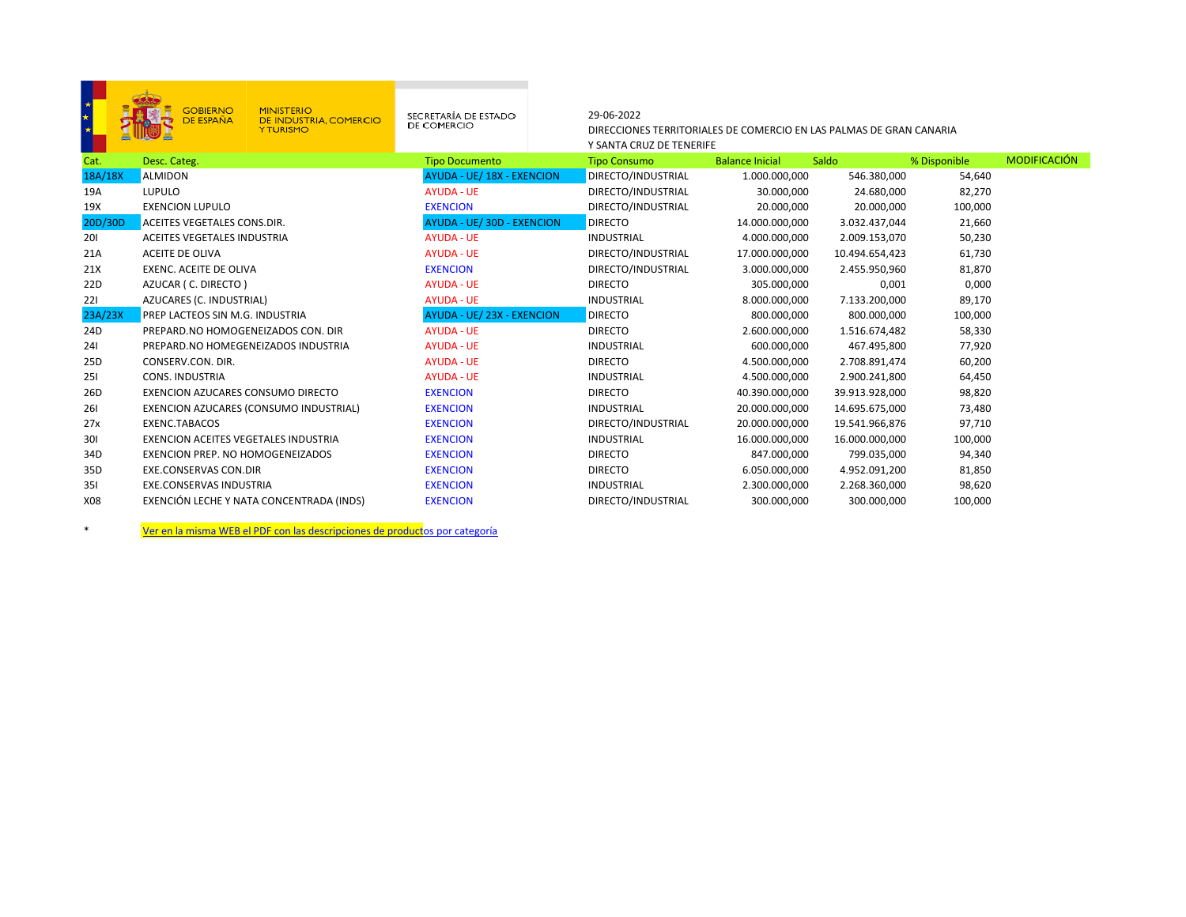GOBIERNO DE ESPAÑA — MINISTERIO DE INDUSTRIA, COMERCIO Y TURISMO

SECRETARÍA DE ESTADO DE COMERCIO

29-06-2022

DIRECCIONES TERRITORIALES DE COMERCIO EN LAS PALMAS DE GRAN CANARIA Y SANTA CRUZ DE TENERIFE

| Cat. | Desc. Categ. | Tipo Documento | Tipo Consumo | Balance Inicial | Saldo | % Disponible | MODIFICACIÓN |
|---|---|---|---|---|---|---|---|
| 18A/18X | ALMIDON | AYUDA - UE/ 18X - EXENCION | DIRECTO/INDUSTRIAL | 1.000.000,000 | 546.380,000 | 54,640 | |
| 19A | LUPULO | AYUDA - UE | DIRECTO/INDUSTRIAL | 30.000,000 | 24.680,000 | 82,270 | |
| 19X | EXENCION LUPULO | EXENCION | DIRECTO/INDUSTRIAL | 20.000,000 | 20.000,000 | 100,000 | |
| 20D/30D | ACEITES VEGETALES CONS.DIR. | AYUDA - UE/ 30D - EXENCION | DIRECTO | 14.000.000,000 | 3.032.437,044 | 21,660 | |
| 20I | ACEITES VEGETALES INDUSTRIA | AYUDA - UE | INDUSTRIAL | 4.000.000,000 | 2.009.153,070 | 50,230 | |
| 21A | ACEITE DE OLIVA | AYUDA - UE | DIRECTO/INDUSTRIAL | 17.000.000,000 | 10.494.654,423 | 61,730 | |
| 21X | EXENC. ACEITE DE OLIVA | EXENCION | DIRECTO/INDUSTRIAL | 3.000.000,000 | 2.455.950,960 | 81,870 | |
| 22D | AZUCAR ( C. DIRECTO ) | AYUDA - UE | DIRECTO | 305.000,000 | 0,001 | 0,000 | |
| 22I | AZUCARES (C. INDUSTRIAL) | AYUDA - UE | INDUSTRIAL | 8.000.000,000 | 7.133.200,000 | 89,170 | |
| 23A/23X | PREP LACTEOS SIN M.G. INDUSTRIA | AYUDA - UE/ 23X - EXENCION | DIRECTO | 800.000,000 | 800.000,000 | 100,000 | |
| 24D | PREPARD.NO HOMOGENEIZADOS CON. DIR | AYUDA - UE | DIRECTO | 2.600.000,000 | 1.516.674,482 | 58,330 | |
| 24I | PREPARD.NO HOMEGENEIZADOS INDUSTRIA | AYUDA - UE | INDUSTRIAL | 600.000,000 | 467.495,800 | 77,920 | |
| 25D | CONSERV.CON. DIR. | AYUDA - UE | DIRECTO | 4.500.000,000 | 2.708.891,474 | 60,200 | |
| 25I | CONS. INDUSTRIA | AYUDA - UE | INDUSTRIAL | 4.500.000,000 | 2.900.241,800 | 64,450 | |
| 26D | EXENCION AZUCARES CONSUMO DIRECTO | EXENCION | DIRECTO | 40.390.000,000 | 39.913.928,000 | 98,820 | |
| 26I | EXENCION AZUCARES (CONSUMO INDUSTRIAL) | EXENCION | INDUSTRIAL | 20.000.000,000 | 14.695.675,000 | 73,480 | |
| 27x | EXENC.TABACOS | EXENCION | DIRECTO/INDUSTRIAL | 20.000.000,000 | 19.541.966,876 | 97,710 | |
| 30I | EXENCION ACEITES VEGETALES INDUSTRIA | EXENCION | INDUSTRIAL | 16.000.000,000 | 16.000.000,000 | 100,000 | |
| 34D | EXENCION PREP. NO HOMOGENEIZADOS | EXENCION | DIRECTO | 847.000,000 | 799.035,000 | 94,340 | |
| 35D | EXE.CONSERVAS CON.DIR | EXENCION | DIRECTO | 6.050.000,000 | 4.952.091,200 | 81,850 | |
| 35I | EXE.CONSERVAS INDUSTRIA | EXENCION | INDUSTRIAL | 2.300.000,000 | 2.268.360,000 | 98,620 | |
| X08 | EXENCIÓN LECHE Y NATA CONCENTRADA (INDS) | EXENCION | DIRECTO/INDUSTRIAL | 300.000,000 | 300.000,000 | 100,000 | |

* Ver en la misma WEB el PDF con las descripciones de productos por categoría